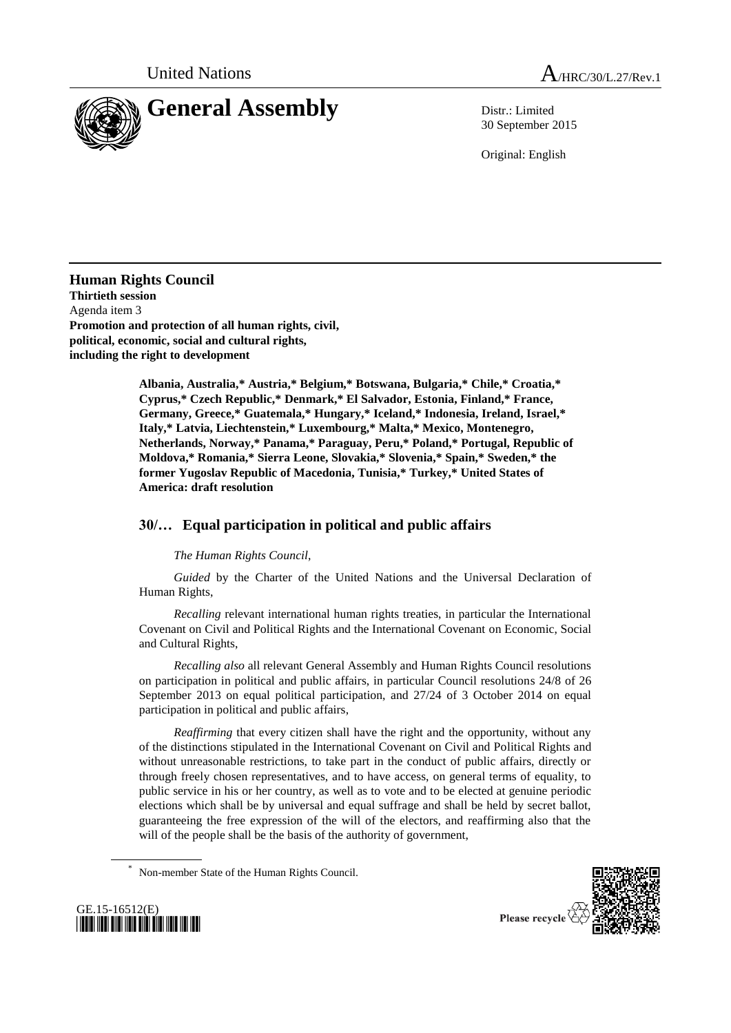United Nations

A/HRC/30/L.27/Rev.1

# General Assembly

Distr.: Limited
30 September 2015

Original: English

**Human Rights Council**
**Thirtieth session**
Agenda item 3
**Promotion and protection of all human rights, civil, political, economic, social and cultural rights, including the right to development**

**Albania, Australia,* Austria,* Belgium,* Botswana, Bulgaria,* Chile,* Croatia,* Cyprus,* Czech Republic,* Denmark,* El Salvador, Estonia, Finland,* France, Germany, Greece,* Guatemala,* Hungary,* Iceland,* Indonesia, Ireland, Israel,* Italy,* Latvia, Liechtenstein,* Luxembourg,* Malta,* Mexico, Montenegro, Netherlands, Norway,* Panama,* Paraguay, Peru,* Poland,* Portugal, Republic of Moldova,* Romania,* Sierra Leone, Slovakia,* Slovenia,* Spain,* Sweden,* the former Yugoslav Republic of Macedonia, Tunisia,* Turkey,* United States of America: draft resolution**

## 30/… Equal participation in political and public affairs

*The Human Rights Council*,

*Guided* by the Charter of the United Nations and the Universal Declaration of Human Rights,

*Recalling* relevant international human rights treaties, in particular the International Covenant on Civil and Political Rights and the International Covenant on Economic, Social and Cultural Rights,

*Recalling also* all relevant General Assembly and Human Rights Council resolutions on participation in political and public affairs, in particular Council resolutions 24/8 of 26 September 2013 on equal political participation, and 27/24 of 3 October 2014 on equal participation in political and public affairs,

*Reaffirming* that every citizen shall have the right and the opportunity, without any of the distinctions stipulated in the International Covenant on Civil and Political Rights and without unreasonable restrictions, to take part in the conduct of public affairs, directly or through freely chosen representatives, and to have access, on general terms of equality, to public service in his or her country, as well as to vote and to be elected at genuine periodic elections which shall be by universal and equal suffrage and shall be held by secret ballot, guaranteeing the free expression of the will of the electors, and reaffirming also that the will of the people shall be the basis of the authority of government,

\* Non-member State of the Human Rights Council.

GE.15-16512(E)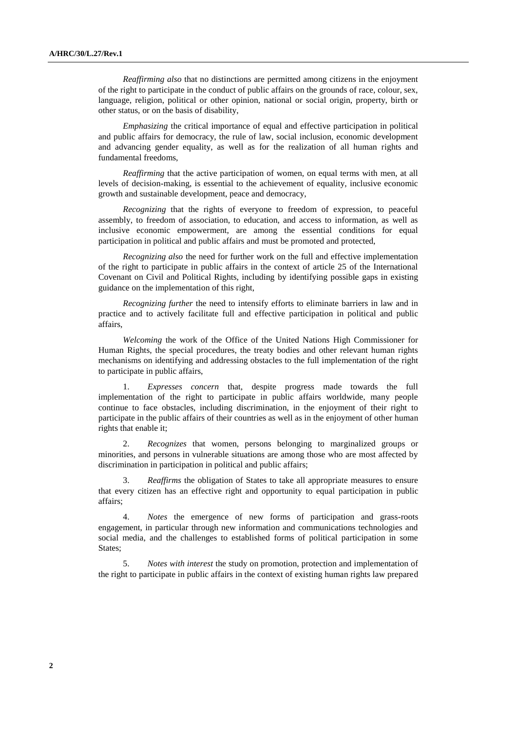*Reaffirming also* that no distinctions are permitted among citizens in the enjoyment of the right to participate in the conduct of public affairs on the grounds of race, colour, sex, language, religion, political or other opinion, national or social origin, property, birth or other status, or on the basis of disability,

*Emphasizing* the critical importance of equal and effective participation in political and public affairs for democracy, the rule of law, social inclusion, economic development and advancing gender equality, as well as for the realization of all human rights and fundamental freedoms,

*Reaffirming* that the active participation of women, on equal terms with men, at all levels of decision-making, is essential to the achievement of equality, inclusive economic growth and sustainable development, peace and democracy,

*Recognizing* that the rights of everyone to freedom of expression, to peaceful assembly, to freedom of association, to education, and access to information, as well as inclusive economic empowerment, are among the essential conditions for equal participation in political and public affairs and must be promoted and protected,

*Recognizing also* the need for further work on the full and effective implementation of the right to participate in public affairs in the context of article 25 of the International Covenant on Civil and Political Rights, including by identifying possible gaps in existing guidance on the implementation of this right,

*Recognizing further* the need to intensify efforts to eliminate barriers in law and in practice and to actively facilitate full and effective participation in political and public affairs,

*Welcoming* the work of the Office of the United Nations High Commissioner for Human Rights, the special procedures, the treaty bodies and other relevant human rights mechanisms on identifying and addressing obstacles to the full implementation of the right to participate in public affairs,

1. *Expresses concern* that, despite progress made towards the full implementation of the right to participate in public affairs worldwide, many people continue to face obstacles, including discrimination, in the enjoyment of their right to participate in the public affairs of their countries as well as in the enjoyment of other human rights that enable it;

2. *Recognizes* that women, persons belonging to marginalized groups or minorities, and persons in vulnerable situations are among those who are most affected by discrimination in participation in political and public affairs;

3. *Reaffirms* the obligation of States to take all appropriate measures to ensure that every citizen has an effective right and opportunity to equal participation in public affairs;

4. *Notes* the emergence of new forms of participation and grass-roots engagement, in particular through new information and communications technologies and social media, and the challenges to established forms of political participation in some States;

5. *Notes with interest* the study on promotion, protection and implementation of the right to participate in public affairs in the context of existing human rights law prepared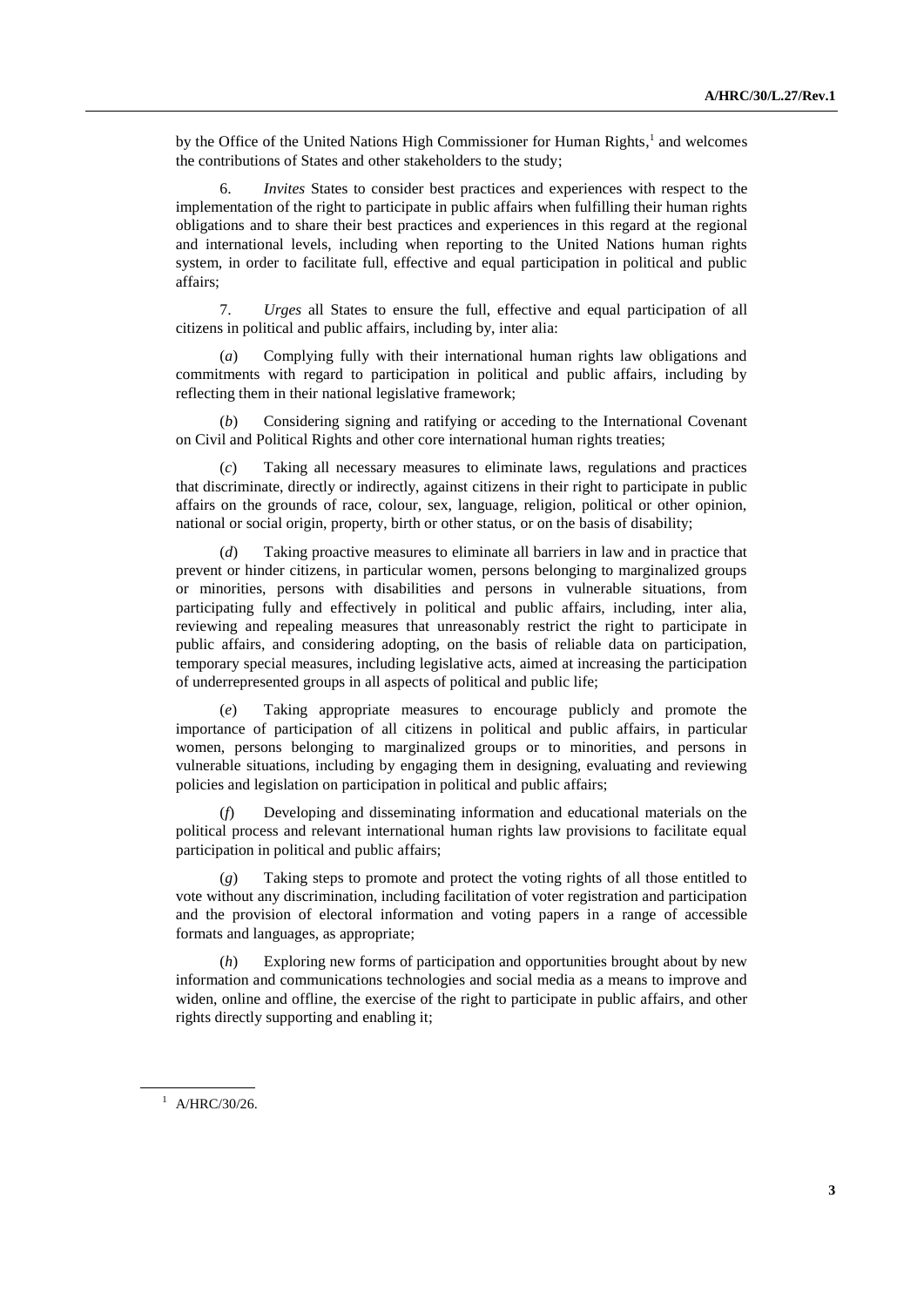by the Office of the United Nations High Commissioner for Human Rights,[1] and welcomes the contributions of States and other stakeholders to the study;

6. *Invites* States to consider best practices and experiences with respect to the implementation of the right to participate in public affairs when fulfilling their human rights obligations and to share their best practices and experiences in this regard at the regional and international levels, including when reporting to the United Nations human rights system, in order to facilitate full, effective and equal participation in political and public affairs;

7. *Urges* all States to ensure the full, effective and equal participation of all citizens in political and public affairs, including by, inter alia:

(*a*) Complying fully with their international human rights law obligations and commitments with regard to participation in political and public affairs, including by reflecting them in their national legislative framework;

(*b*) Considering signing and ratifying or acceding to the International Covenant on Civil and Political Rights and other core international human rights treaties;

(*c*) Taking all necessary measures to eliminate laws, regulations and practices that discriminate, directly or indirectly, against citizens in their right to participate in public affairs on the grounds of race, colour, sex, language, religion, political or other opinion, national or social origin, property, birth or other status, or on the basis of disability;

(*d*) Taking proactive measures to eliminate all barriers in law and in practice that prevent or hinder citizens, in particular women, persons belonging to marginalized groups or minorities, persons with disabilities and persons in vulnerable situations, from participating fully and effectively in political and public affairs, including, inter alia, reviewing and repealing measures that unreasonably restrict the right to participate in public affairs, and considering adopting, on the basis of reliable data on participation, temporary special measures, including legislative acts, aimed at increasing the participation of underrepresented groups in all aspects of political and public life;

(*e*) Taking appropriate measures to encourage publicly and promote the importance of participation of all citizens in political and public affairs, in particular women, persons belonging to marginalized groups or to minorities, and persons in vulnerable situations, including by engaging them in designing, evaluating and reviewing policies and legislation on participation in political and public affairs;

(*f*) Developing and disseminating information and educational materials on the political process and relevant international human rights law provisions to facilitate equal participation in political and public affairs;

(*g*) Taking steps to promote and protect the voting rights of all those entitled to vote without any discrimination, including facilitation of voter registration and participation and the provision of electoral information and voting papers in a range of accessible formats and languages, as appropriate;

(*h*) Exploring new forms of participation and opportunities brought about by new information and communications technologies and social media as a means to improve and widen, online and offline, the exercise of the right to participate in public affairs, and other rights directly supporting and enabling it;

[1] A/HRC/30/26.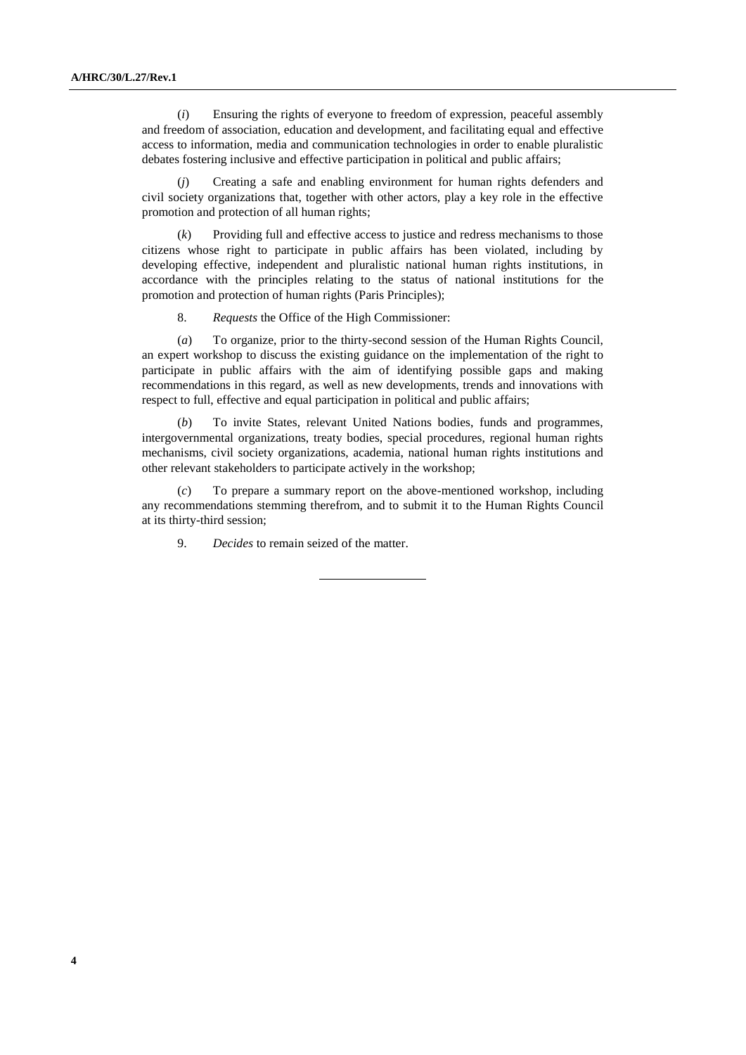(*i*) Ensuring the rights of everyone to freedom of expression, peaceful assembly and freedom of association, education and development, and facilitating equal and effective access to information, media and communication technologies in order to enable pluralistic debates fostering inclusive and effective participation in political and public affairs;

(*j*) Creating a safe and enabling environment for human rights defenders and civil society organizations that, together with other actors, play a key role in the effective promotion and protection of all human rights;

(*k*) Providing full and effective access to justice and redress mechanisms to those citizens whose right to participate in public affairs has been violated, including by developing effective, independent and pluralistic national human rights institutions, in accordance with the principles relating to the status of national institutions for the promotion and protection of human rights (Paris Principles);

8. *Requests* the Office of the High Commissioner:

(*a*) To organize, prior to the thirty-second session of the Human Rights Council, an expert workshop to discuss the existing guidance on the implementation of the right to participate in public affairs with the aim of identifying possible gaps and making recommendations in this regard, as well as new developments, trends and innovations with respect to full, effective and equal participation in political and public affairs;

(*b*) To invite States, relevant United Nations bodies, funds and programmes, intergovernmental organizations, treaty bodies, special procedures, regional human rights mechanisms, civil society organizations, academia, national human rights institutions and other relevant stakeholders to participate actively in the workshop;

(*c*) To prepare a summary report on the above-mentioned workshop, including any recommendations stemming therefrom, and to submit it to the Human Rights Council at its thirty-third session;

9. *Decides* to remain seized of the matter.